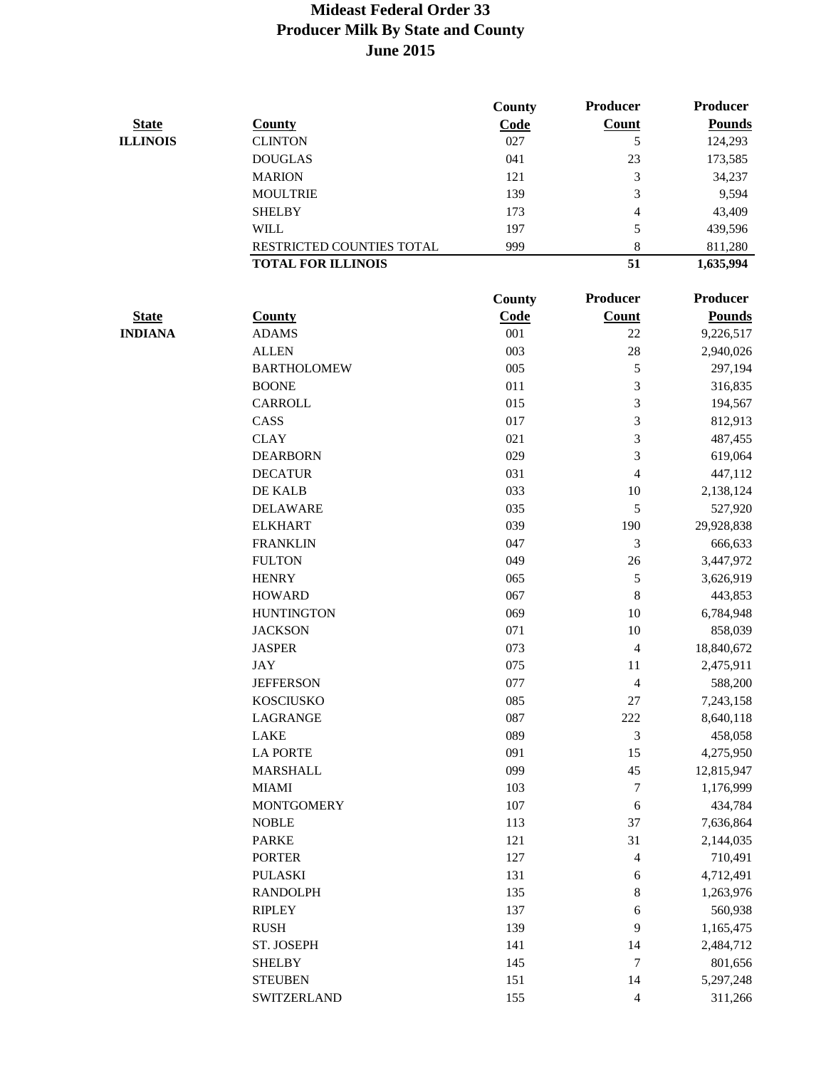# Mideast Federal Order 33
# Producer Milk By State and County
# June 2015

| State | County | County Code | Producer Count | Producer Pounds |
|---|---|---|---|---|
| **ILLINOIS** | CLINTON | 027 | 5 | 124,293 |
| | DOUGLAS | 041 | 23 | 173,585 |
| | MARION | 121 | 3 | 34,237 |
| | MOULTRIE | 139 | 3 | 9,594 |
| | SHELBY | 173 | 4 | 43,409 |
| | WILL | 197 | 5 | 439,596 |
| | RESTRICTED COUNTIES TOTAL | 999 | 8 | 811,280 |
| | **TOTAL FOR ILLINOIS** | | **51** | **1,635,994** |

| State | County | County Code | Producer Count | Producer Pounds |
|---|---|---|---|---|
| **INDIANA** | ADAMS | 001 | 22 | 9,226,517 |
| | ALLEN | 003 | 28 | 2,940,026 |
| | BARTHOLOMEW | 005 | 5 | 297,194 |
| | BOONE | 011 | 3 | 316,835 |
| | CARROLL | 015 | 3 | 194,567 |
| | CASS | 017 | 3 | 812,913 |
| | CLAY | 021 | 3 | 487,455 |
| | DEARBORN | 029 | 3 | 619,064 |
| | DECATUR | 031 | 4 | 447,112 |
| | DE KALB | 033 | 10 | 2,138,124 |
| | DELAWARE | 035 | 5 | 527,920 |
| | ELKHART | 039 | 190 | 29,928,838 |
| | FRANKLIN | 047 | 3 | 666,633 |
| | FULTON | 049 | 26 | 3,447,972 |
| | HENRY | 065 | 5 | 3,626,919 |
| | HOWARD | 067 | 8 | 443,853 |
| | HUNTINGTON | 069 | 10 | 6,784,948 |
| | JACKSON | 071 | 10 | 858,039 |
| | JASPER | 073 | 4 | 18,840,672 |
| | JAY | 075 | 11 | 2,475,911 |
| | JEFFERSON | 077 | 4 | 588,200 |
| | KOSCIUSKO | 085 | 27 | 7,243,158 |
| | LAGRANGE | 087 | 222 | 8,640,118 |
| | LAKE | 089 | 3 | 458,058 |
| | LA PORTE | 091 | 15 | 4,275,950 |
| | MARSHALL | 099 | 45 | 12,815,947 |
| | MIAMI | 103 | 7 | 1,176,999 |
| | MONTGOMERY | 107 | 6 | 434,784 |
| | NOBLE | 113 | 37 | 7,636,864 |
| | PARKE | 121 | 31 | 2,144,035 |
| | PORTER | 127 | 4 | 710,491 |
| | PULASKI | 131 | 6 | 4,712,491 |
| | RANDOLPH | 135 | 8 | 1,263,976 |
| | RIPLEY | 137 | 6 | 560,938 |
| | RUSH | 139 | 9 | 1,165,475 |
| | ST. JOSEPH | 141 | 14 | 2,484,712 |
| | SHELBY | 145 | 7 | 801,656 |
| | STEUBEN | 151 | 14 | 5,297,248 |
| | SWITZERLAND | 155 | 4 | 311,266 |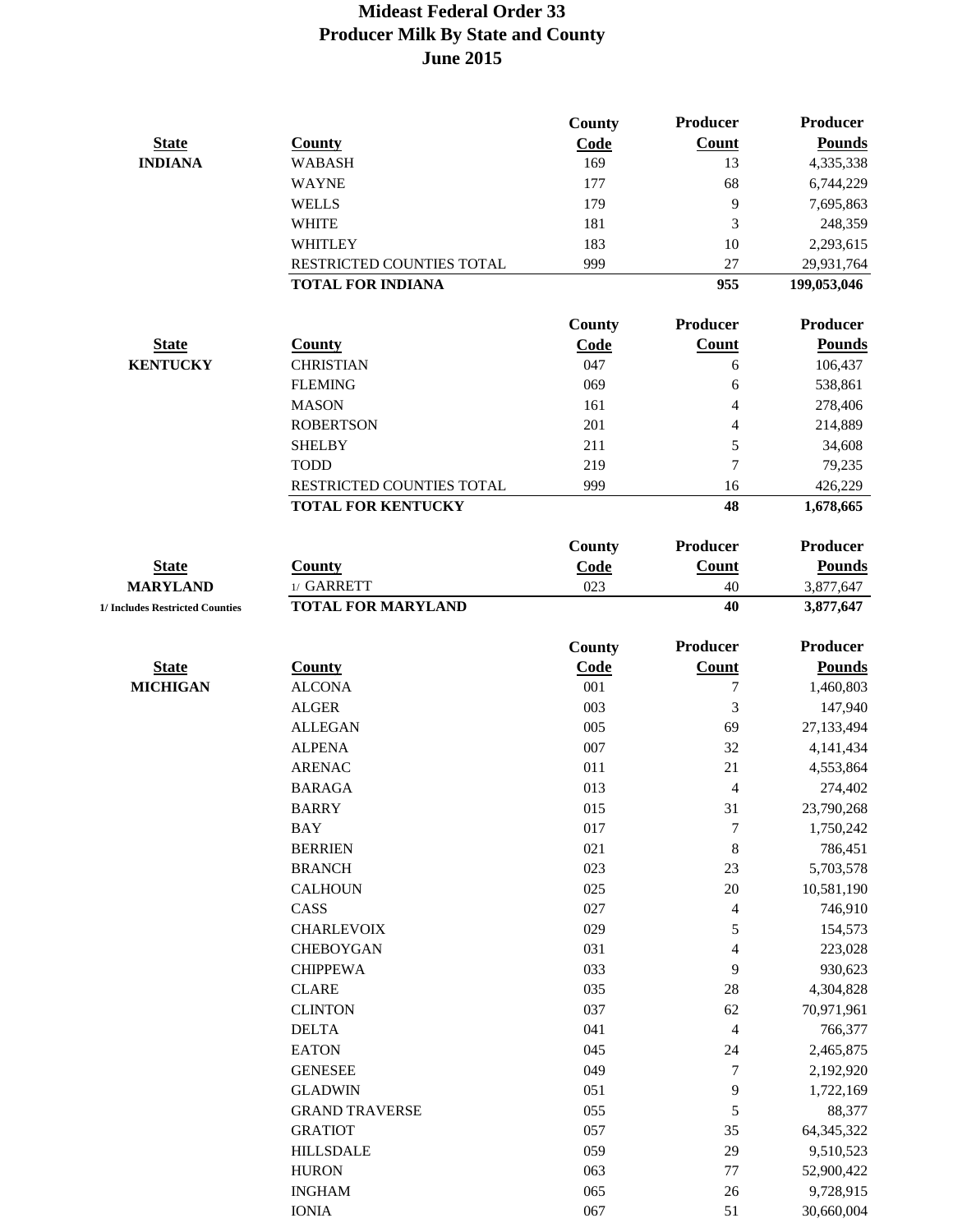# Mideast Federal Order 33
## Producer Milk By State and County
### June 2015

| State | County | County Code | Producer Count | Producer Pounds |
|---|---|---|---|---|
| INDIANA | WABASH | 169 | 13 | 4,335,338 |
| | WAYNE | 177 | 68 | 6,744,229 |
| | WELLS | 179 | 9 | 7,695,863 |
| | WHITE | 181 | 3 | 248,359 |
| | WHITLEY | 183 | 10 | 2,293,615 |
| | RESTRICTED COUNTIES TOTAL | 999 | 27 | 29,931,764 |
| | **TOTAL FOR INDIANA** | | **955** | **199,053,046** |

| State | County | County Code | Producer Count | Producer Pounds |
|---|---|---|---|---|
| KENTUCKY | CHRISTIAN | 047 | 6 | 106,437 |
| | FLEMING | 069 | 6 | 538,861 |
| | MASON | 161 | 4 | 278,406 |
| | ROBERTSON | 201 | 4 | 214,889 |
| | SHELBY | 211 | 5 | 34,608 |
| | TODD | 219 | 7 | 79,235 |
| | RESTRICTED COUNTIES TOTAL | 999 | 16 | 426,229 |
| | **TOTAL FOR KENTUCKY** | | **48** | **1,678,665** |

| State | County | County Code | Producer Count | Producer Pounds |
|---|---|---|---|---|
| MARYLAND | 1/ GARRETT | 023 | 40 | 3,877,647 |
| 1/ Includes Restricted Counties | **TOTAL FOR MARYLAND** | | **40** | **3,877,647** |

| State | County | County Code | Producer Count | Producer Pounds |
|---|---|---|---|---|
| MICHIGAN | ALCONA | 001 | 7 | 1,460,803 |
| | ALGER | 003 | 3 | 147,940 |
| | ALLEGAN | 005 | 69 | 27,133,494 |
| | ALPENA | 007 | 32 | 4,141,434 |
| | ARENAC | 011 | 21 | 4,553,864 |
| | BARAGA | 013 | 4 | 274,402 |
| | BARRY | 015 | 31 | 23,790,268 |
| | BAY | 017 | 7 | 1,750,242 |
| | BERRIEN | 021 | 8 | 786,451 |
| | BRANCH | 023 | 23 | 5,703,578 |
| | CALHOUN | 025 | 20 | 10,581,190 |
| | CASS | 027 | 4 | 746,910 |
| | CHARLEVOIX | 029 | 5 | 154,573 |
| | CHEBOYGAN | 031 | 4 | 223,028 |
| | CHIPPEWA | 033 | 9 | 930,623 |
| | CLARE | 035 | 28 | 4,304,828 |
| | CLINTON | 037 | 62 | 70,971,961 |
| | DELTA | 041 | 4 | 766,377 |
| | EATON | 045 | 24 | 2,465,875 |
| | GENESEE | 049 | 7 | 2,192,920 |
| | GLADWIN | 051 | 9 | 1,722,169 |
| | GRAND TRAVERSE | 055 | 5 | 88,377 |
| | GRATIOT | 057 | 35 | 64,345,322 |
| | HILLSDALE | 059 | 29 | 9,510,523 |
| | HURON | 063 | 77 | 52,900,422 |
| | INGHAM | 065 | 26 | 9,728,915 |
| | IONIA | 067 | 51 | 30,660,004 |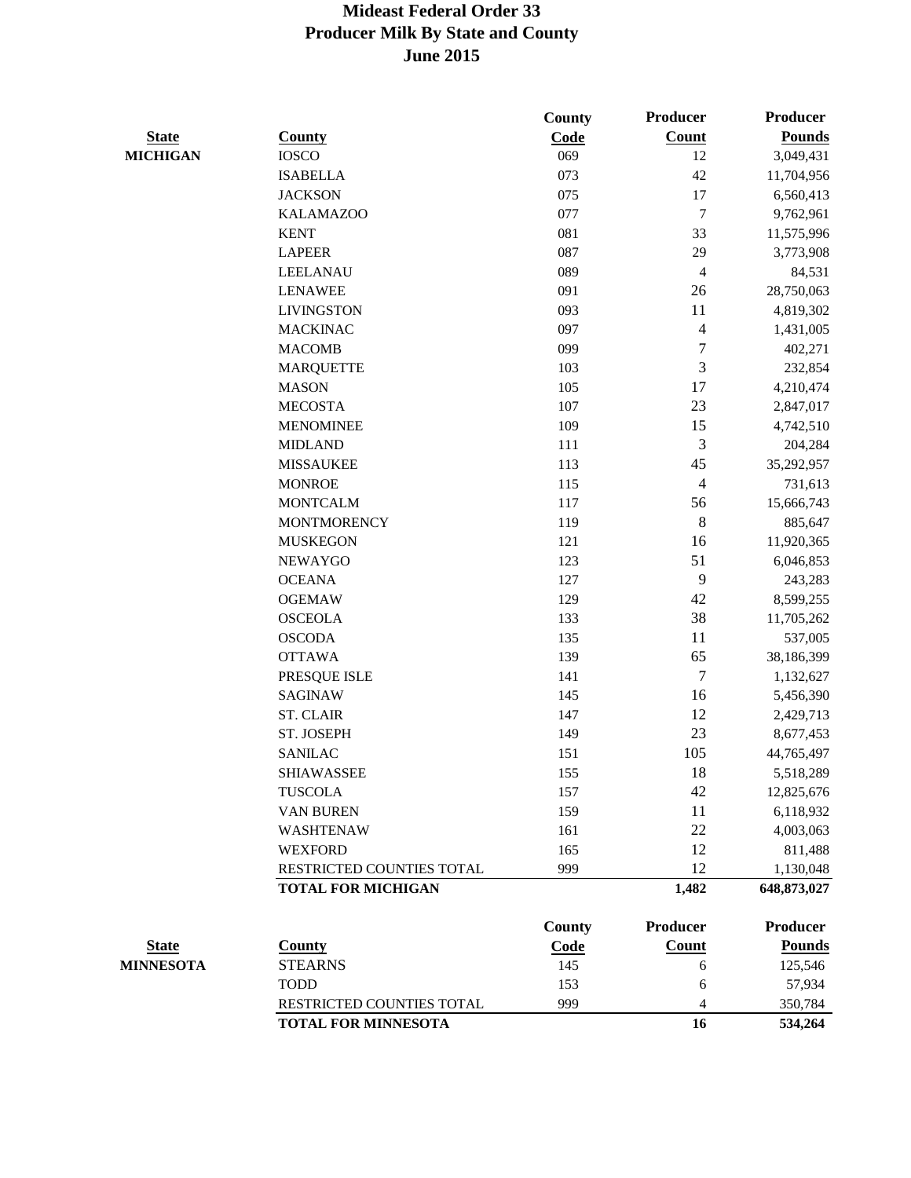# Mideast Federal Order 33
# Producer Milk By State and County
# June 2015

| State | County | County Code | Producer Count | Producer Pounds |
|---|---|---|---|---|
| MICHIGAN | IOSCO | 069 | 12 | 3,049,431 |
| | ISABELLA | 073 | 42 | 11,704,956 |
| | JACKSON | 075 | 17 | 6,560,413 |
| | KALAMAZOO | 077 | 7 | 9,762,961 |
| | KENT | 081 | 33 | 11,575,996 |
| | LAPEER | 087 | 29 | 3,773,908 |
| | LEELANAU | 089 | 4 | 84,531 |
| | LENAWEE | 091 | 26 | 28,750,063 |
| | LIVINGSTON | 093 | 11 | 4,819,302 |
| | MACKINAC | 097 | 4 | 1,431,005 |
| | MACOMB | 099 | 7 | 402,271 |
| | MARQUETTE | 103 | 3 | 232,854 |
| | MASON | 105 | 17 | 4,210,474 |
| | MECOSTA | 107 | 23 | 2,847,017 |
| | MENOMINEE | 109 | 15 | 4,742,510 |
| | MIDLAND | 111 | 3 | 204,284 |
| | MISSAUKEE | 113 | 45 | 35,292,957 |
| | MONROE | 115 | 4 | 731,613 |
| | MONTCALM | 117 | 56 | 15,666,743 |
| | MONTMORENCY | 119 | 8 | 885,647 |
| | MUSKEGON | 121 | 16 | 11,920,365 |
| | NEWAYGO | 123 | 51 | 6,046,853 |
| | OCEANA | 127 | 9 | 243,283 |
| | OGEMAW | 129 | 42 | 8,599,255 |
| | OSCEOLA | 133 | 38 | 11,705,262 |
| | OSCODA | 135 | 11 | 537,005 |
| | OTTAWA | 139 | 65 | 38,186,399 |
| | PRESQUE ISLE | 141 | 7 | 1,132,627 |
| | SAGINAW | 145 | 16 | 5,456,390 |
| | ST. CLAIR | 147 | 12 | 2,429,713 |
| | ST. JOSEPH | 149 | 23 | 8,677,453 |
| | SANILAC | 151 | 105 | 44,765,497 |
| | SHIAWASSEE | 155 | 18 | 5,518,289 |
| | TUSCOLA | 157 | 42 | 12,825,676 |
| | VAN BUREN | 159 | 11 | 6,118,932 |
| | WASHTENAW | 161 | 22 | 4,003,063 |
| | WEXFORD | 165 | 12 | 811,488 |
| | RESTRICTED COUNTIES TOTAL | 999 | 12 | 1,130,048 |
| | **TOTAL FOR MICHIGAN** | | **1,482** | **648,873,027** |

| State | County | County Code | Producer Count | Producer Pounds |
|---|---|---|---|---|
| MINNESOTA | STEARNS | 145 | 6 | 125,546 |
| | TODD | 153 | 6 | 57,934 |
| | RESTRICTED COUNTIES TOTAL | 999 | 4 | 350,784 |
| | **TOTAL FOR MINNESOTA** | | **16** | **534,264** |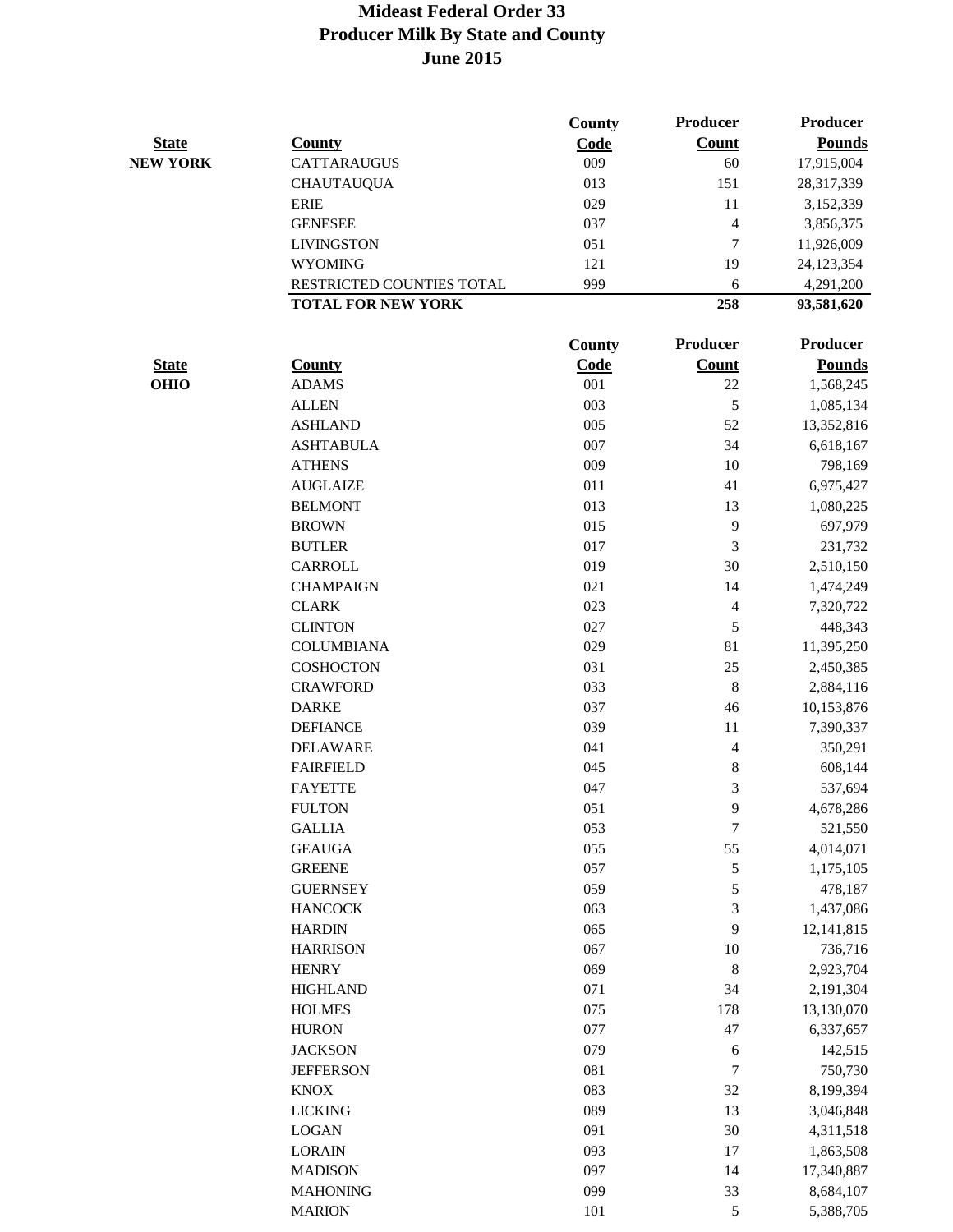# Mideast Federal Order 33
## Producer Milk By State and County
## June 2015

| State | County | County Code | Producer Count | Producer Pounds |
|---|---|---|---|---|
| **NEW YORK** | CATTARAUGUS | 009 | 60 | 17,915,004 |
| | CHAUTAUQUA | 013 | 151 | 28,317,339 |
| | ERIE | 029 | 11 | 3,152,339 |
| | GENESEE | 037 | 4 | 3,856,375 |
| | LIVINGSTON | 051 | 7 | 11,926,009 |
| | WYOMING | 121 | 19 | 24,123,354 |
| | RESTRICTED COUNTIES TOTAL | 999 | 6 | 4,291,200 |
| | **TOTAL FOR NEW YORK** | | **258** | **93,581,620** |

| State | County | County Code | Producer Count | Producer Pounds |
|---|---|---|---|---|
| **OHIO** | ADAMS | 001 | 22 | 1,568,245 |
| | ALLEN | 003 | 5 | 1,085,134 |
| | ASHLAND | 005 | 52 | 13,352,816 |
| | ASHTABULA | 007 | 34 | 6,618,167 |
| | ATHENS | 009 | 10 | 798,169 |
| | AUGLAIZE | 011 | 41 | 6,975,427 |
| | BELMONT | 013 | 13 | 1,080,225 |
| | BROWN | 015 | 9 | 697,979 |
| | BUTLER | 017 | 3 | 231,732 |
| | CARROLL | 019 | 30 | 2,510,150 |
| | CHAMPAIGN | 021 | 14 | 1,474,249 |
| | CLARK | 023 | 4 | 7,320,722 |
| | CLINTON | 027 | 5 | 448,343 |
| | COLUMBIANA | 029 | 81 | 11,395,250 |
| | COSHOCTON | 031 | 25 | 2,450,385 |
| | CRAWFORD | 033 | 8 | 2,884,116 |
| | DARKE | 037 | 46 | 10,153,876 |
| | DEFIANCE | 039 | 11 | 7,390,337 |
| | DELAWARE | 041 | 4 | 350,291 |
| | FAIRFIELD | 045 | 8 | 608,144 |
| | FAYETTE | 047 | 3 | 537,694 |
| | FULTON | 051 | 9 | 4,678,286 |
| | GALLIA | 053 | 7 | 521,550 |
| | GEAUGA | 055 | 55 | 4,014,071 |
| | GREENE | 057 | 5 | 1,175,105 |
| | GUERNSEY | 059 | 5 | 478,187 |
| | HANCOCK | 063 | 3 | 1,437,086 |
| | HARDIN | 065 | 9 | 12,141,815 |
| | HARRISON | 067 | 10 | 736,716 |
| | HENRY | 069 | 8 | 2,923,704 |
| | HIGHLAND | 071 | 34 | 2,191,304 |
| | HOLMES | 075 | 178 | 13,130,070 |
| | HURON | 077 | 47 | 6,337,657 |
| | JACKSON | 079 | 6 | 142,515 |
| | JEFFERSON | 081 | 7 | 750,730 |
| | KNOX | 083 | 32 | 8,199,394 |
| | LICKING | 089 | 13 | 3,046,848 |
| | LOGAN | 091 | 30 | 4,311,518 |
| | LORAIN | 093 | 17 | 1,863,508 |
| | MADISON | 097 | 14 | 17,340,887 |
| | MAHONING | 099 | 33 | 8,684,107 |
| | MARION | 101 | 5 | 5,388,705 |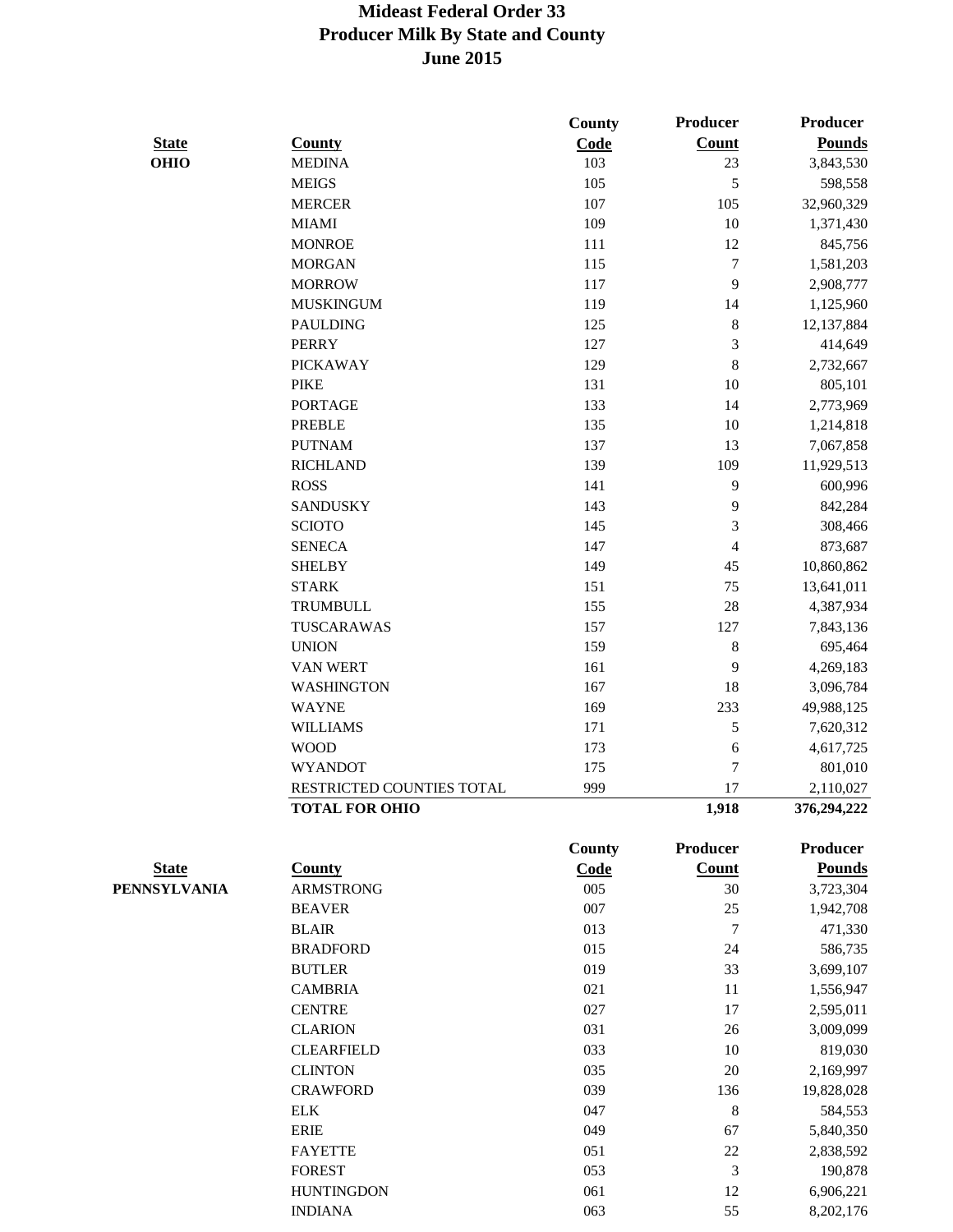# Mideast Federal Order 33
## Producer Milk By State and County
## June 2015

| State | County | County Code | Producer Count | Producer Pounds |
|---|---|---|---|---|
| OHIO | MEDINA | 103 | 23 | 3,843,530 |
| | MEIGS | 105 | 5 | 598,558 |
| | MERCER | 107 | 105 | 32,960,329 |
| | MIAMI | 109 | 10 | 1,371,430 |
| | MONROE | 111 | 12 | 845,756 |
| | MORGAN | 115 | 7 | 1,581,203 |
| | MORROW | 117 | 9 | 2,908,777 |
| | MUSKINGUM | 119 | 14 | 1,125,960 |
| | PAULDING | 125 | 8 | 12,137,884 |
| | PERRY | 127 | 3 | 414,649 |
| | PICKAWAY | 129 | 8 | 2,732,667 |
| | PIKE | 131 | 10 | 805,101 |
| | PORTAGE | 133 | 14 | 2,773,969 |
| | PREBLE | 135 | 10 | 1,214,818 |
| | PUTNAM | 137 | 13 | 7,067,858 |
| | RICHLAND | 139 | 109 | 11,929,513 |
| | ROSS | 141 | 9 | 600,996 |
| | SANDUSKY | 143 | 9 | 842,284 |
| | SCIOTO | 145 | 3 | 308,466 |
| | SENECA | 147 | 4 | 873,687 |
| | SHELBY | 149 | 45 | 10,860,862 |
| | STARK | 151 | 75 | 13,641,011 |
| | TRUMBULL | 155 | 28 | 4,387,934 |
| | TUSCARAWAS | 157 | 127 | 7,843,136 |
| | UNION | 159 | 8 | 695,464 |
| | VAN WERT | 161 | 9 | 4,269,183 |
| | WASHINGTON | 167 | 18 | 3,096,784 |
| | WAYNE | 169 | 233 | 49,988,125 |
| | WILLIAMS | 171 | 5 | 7,620,312 |
| | WOOD | 173 | 6 | 4,617,725 |
| | WYANDOT | 175 | 7 | 801,010 |
| | RESTRICTED COUNTIES TOTAL | 999 | 17 | 2,110,027 |
| | **TOTAL FOR OHIO** | | **1,918** | **376,294,222** |

| State | County | County Code | Producer Count | Producer Pounds |
|---|---|---|---|---|
| PENNSYLVANIA | ARMSTRONG | 005 | 30 | 3,723,304 |
| | BEAVER | 007 | 25 | 1,942,708 |
| | BLAIR | 013 | 7 | 471,330 |
| | BRADFORD | 015 | 24 | 586,735 |
| | BUTLER | 019 | 33 | 3,699,107 |
| | CAMBRIA | 021 | 11 | 1,556,947 |
| | CENTRE | 027 | 17 | 2,595,011 |
| | CLARION | 031 | 26 | 3,009,099 |
| | CLEARFIELD | 033 | 10 | 819,030 |
| | CLINTON | 035 | 20 | 2,169,997 |
| | CRAWFORD | 039 | 136 | 19,828,028 |
| | ELK | 047 | 8 | 584,553 |
| | ERIE | 049 | 67 | 5,840,350 |
| | FAYETTE | 051 | 22 | 2,838,592 |
| | FOREST | 053 | 3 | 190,878 |
| | HUNTINGDON | 061 | 12 | 6,906,221 |
| | INDIANA | 063 | 55 | 8,202,176 |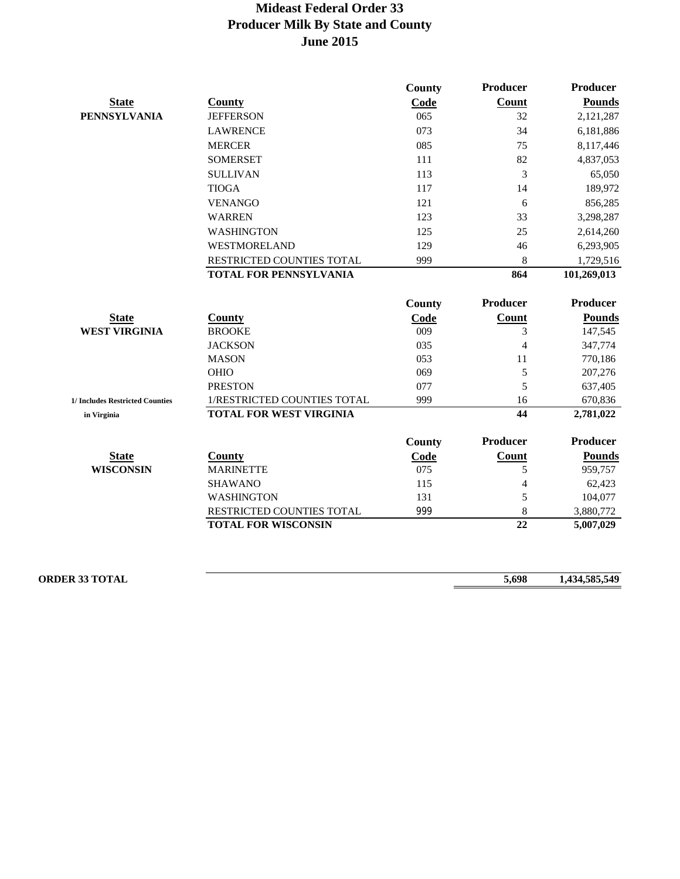# Mideast Federal Order 33
## Producer Milk By State and County
## June 2015

| State | County | County Code | Producer Count | Producer Pounds |
|---|---|---|---|---|
| PENNSYLVANIA | JEFFERSON | 065 | 32 | 2,121,287 |
| | LAWRENCE | 073 | 34 | 6,181,886 |
| | MERCER | 085 | 75 | 8,117,446 |
| | SOMERSET | 111 | 82 | 4,837,053 |
| | SULLIVAN | 113 | 3 | 65,050 |
| | TIOGA | 117 | 14 | 189,972 |
| | VENANGO | 121 | 6 | 856,285 |
| | WARREN | 123 | 33 | 3,298,287 |
| | WASHINGTON | 125 | 25 | 2,614,260 |
| | WESTMORELAND | 129 | 46 | 6,293,905 |
| | RESTRICTED COUNTIES TOTAL | 999 | 8 | 1,729,516 |
| | **TOTAL FOR PENNSYLVANIA** | | **864** | **101,269,013** |

| State | County | County Code | Producer Count | Producer Pounds |
|---|---|---|---|---|
| WEST VIRGINIA | BROOKE | 009 | 3 | 147,545 |
| | JACKSON | 035 | 4 | 347,774 |
| | MASON | 053 | 11 | 770,186 |
| | OHIO | 069 | 5 | 207,276 |
| | PRESTON | 077 | 5 | 637,405 |
| 1/ Includes Restricted Counties | 1/RESTRICTED COUNTIES TOTAL | 999 | 16 | 670,836 |
| in Virginia | **TOTAL FOR WEST VIRGINIA** | | **44** | **2,781,022** |

| State | County | County Code | Producer Count | Producer Pounds |
|---|---|---|---|---|
| WISCONSIN | MARINETTE | 075 | 5 | 959,757 |
| | SHAWANO | 115 | 4 | 62,423 |
| | WASHINGTON | 131 | 5 | 104,077 |
| | RESTRICTED COUNTIES TOTAL | 999 | 8 | 3,880,772 |
| | **TOTAL FOR WISCONSIN** | | **22** | **5,007,029** |

| | | | | |
|---|---|---|---|---|
| **ORDER 33 TOTAL** | | | **5,698** | **1,434,585,549** |